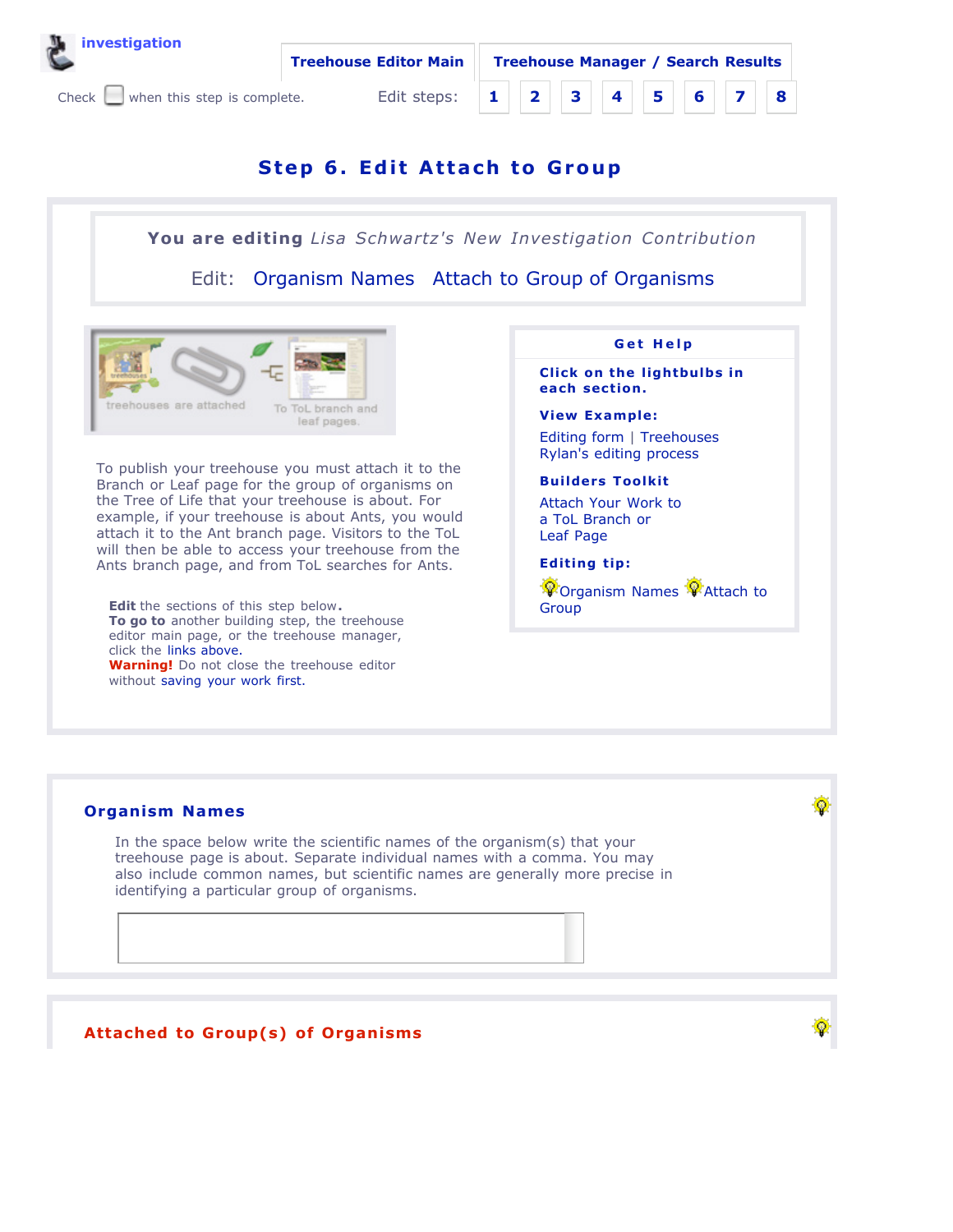investigation

Treehouse Editor Main | Treehouse Manager / Search Results

Check when this step is complete.

Edit steps: 1 2 3 4 5 6 7 8

# Step 6. Edit Attach to Group

**You are editing** *Lisa Schwartz's New Investigation Contribution*

Edit: Organism Names Attach to Group of Organisms

treehouses are attached To ToL branch and leaf pages.

To publish your treehouse you must attach it to the Branch or Leaf page for the group of organisms on the Tree of Life that your treehouse is about. For example, if your treehouse is about Ants, you would attach it to the Ant branch page. Visitors to the ToL will then be able to access your treehouse from the Ants branch page, and from ToL searches for Ants.

**Edit** the sections of this step below.
**To go to** another building step, the treehouse editor main page, or the treehouse manager, click the links above.
**Warning!** Do not close the treehouse editor without saving your work first.

### Get Help

**Click on the lightbulbs in each section.**

**View Example:**

Editing form | Treehouses
Rylan's editing process

**Builders Toolkit**

Attach Your Work to a ToL Branch or Leaf Page

**Editing tip:**

Organism Names Attach to Group

## Organism Names

In the space below write the scientific names of the organism(s) that your treehouse page is about. Separate individual names with a comma. You may also include common names, but scientific names are generally more precise in identifying a particular group of organisms.

## Attached to Group(s) of Organisms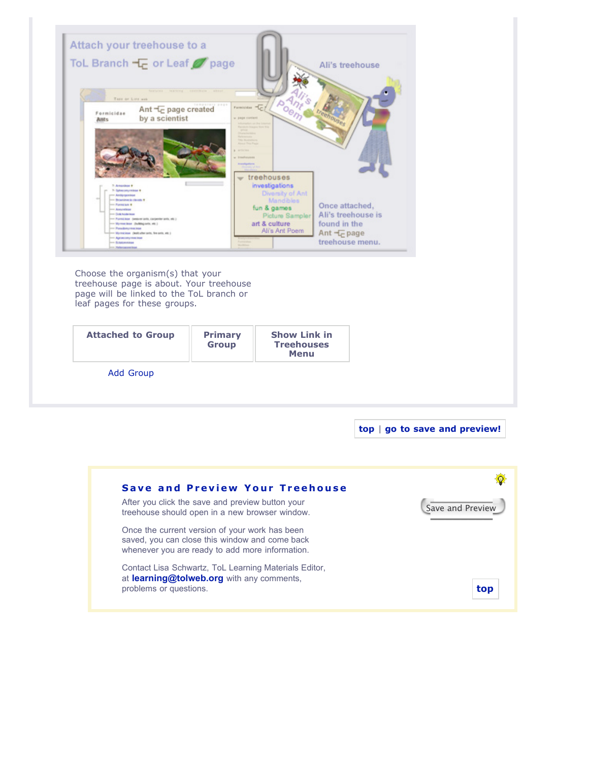Choose the organism(s) that your treehouse page is about. Your treehouse page will be linked to the ToL branch or leaf pages for these groups.

| Attached to Group | Primary Group | Show Link in Treehouses Menu |
|---|---|---|

Add Group

top | go to save and preview!

## Save and Preview Your Treehouse

After you click the save and preview button your treehouse should open in a new browser window.

Once the current version of your work has been saved, you can close this window and come back whenever you are ready to add more information.

Contact Lisa Schwartz, ToL Learning Materials Editor, at **learning@tolweb.org** with any comments, problems or questions.

Save and Preview

top